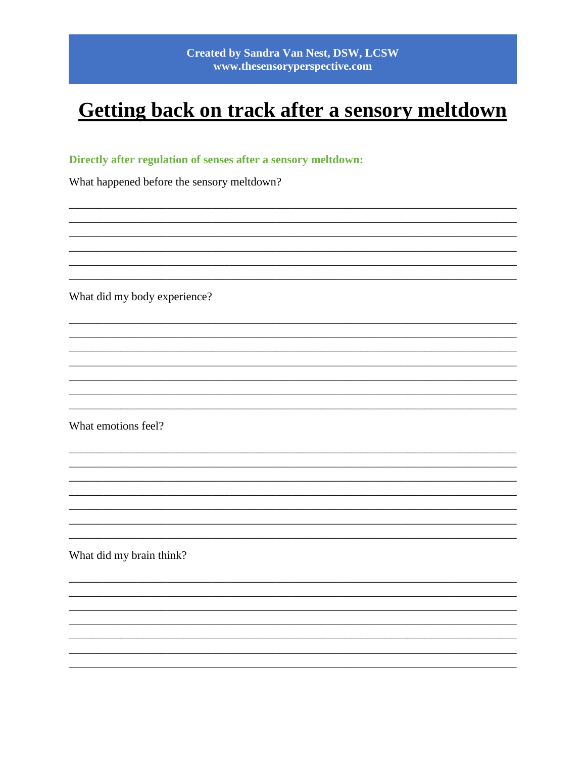Created by Sandra Van Nest, DSW, LCSW
www.thesensoryperspective.com

# Getting back on track after a sensory meltdown

**Directly after regulation of senses after a sensory meltdown:**

What happened before the sensory meltdown?

______________________________________________________________________________
______________________________________________________________________________
______________________________________________________________________________
______________________________________________________________________________
______________________________________________________________________________
______________________________________________________________________________

What did my body experience?

______________________________________________________________________________
______________________________________________________________________________
______________________________________________________________________________
______________________________________________________________________________
______________________________________________________________________________
______________________________________________________________________________
______________________________________________________________________________

What emotions feel?

______________________________________________________________________________
______________________________________________________________________________
______________________________________________________________________________
______________________________________________________________________________
______________________________________________________________________________
______________________________________________________________________________
______________________________________________________________________________

What did my brain think?

______________________________________________________________________________
______________________________________________________________________________
______________________________________________________________________________
______________________________________________________________________________
______________________________________________________________________________
______________________________________________________________________________
______________________________________________________________________________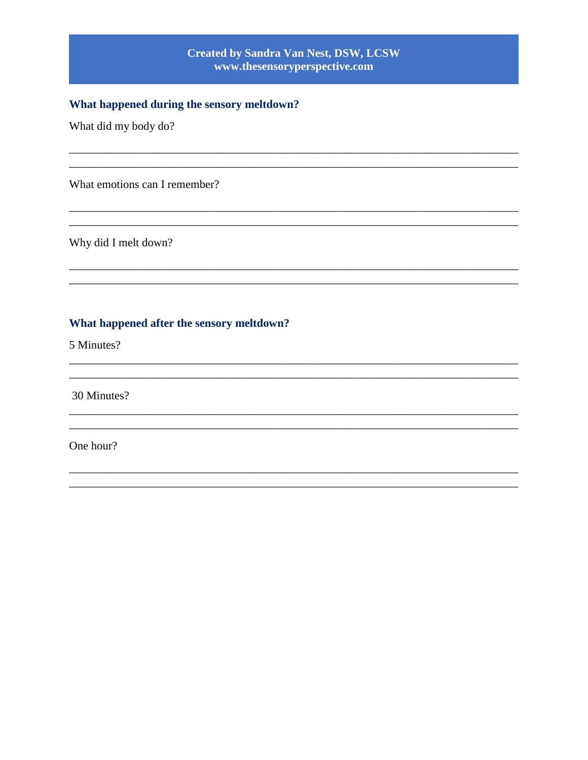**Created by Sandra Van Nest, DSW, LCSW**
**www.thesensoryperspective.com**

## What happened during the sensory meltdown?

What did my body do?

______________________________________________________________________________
______________________________________________________________________________

What emotions can I remember?

______________________________________________________________________________
______________________________________________________________________________

Why did I melt down?

______________________________________________________________________________
______________________________________________________________________________

## What happened after the sensory meltdown?

5 Minutes?

______________________________________________________________________________
______________________________________________________________________________

30 Minutes?

______________________________________________________________________________
______________________________________________________________________________

One hour?

______________________________________________________________________________
______________________________________________________________________________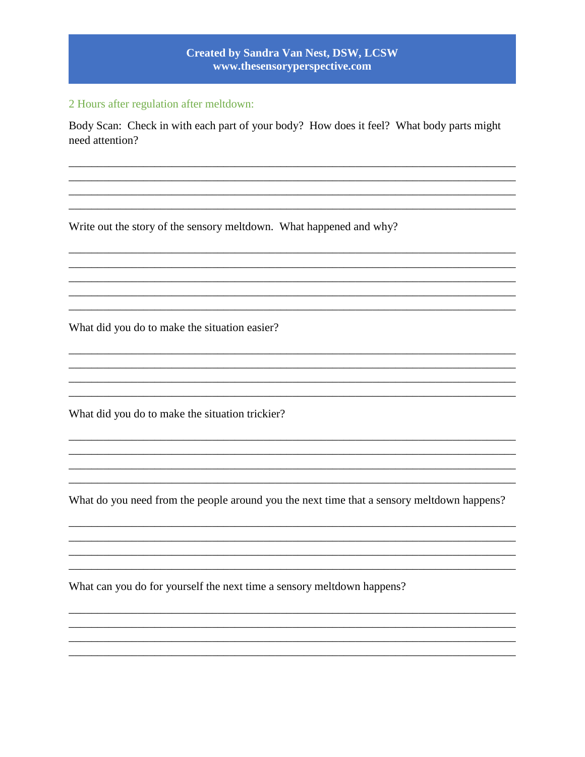**Created by Sandra Van Nest, DSW, LCSW**
**www.thesensoryperspective.com**

## 2 Hours after regulation after meltdown:

Body Scan: Check in with each part of your body? How does it feel? What body parts might need attention?

\_\_\_\_\_\_\_\_\_\_\_\_\_\_\_\_\_\_\_\_\_\_\_\_\_\_\_\_\_\_\_\_\_\_\_\_\_\_\_\_\_\_\_\_\_\_\_\_\_\_\_\_\_\_\_\_\_\_\_\_\_\_\_\_\_\_\_\_\_\_\_\_\_\_\_\_\_\_

\_\_\_\_\_\_\_\_\_\_\_\_\_\_\_\_\_\_\_\_\_\_\_\_\_\_\_\_\_\_\_\_\_\_\_\_\_\_\_\_\_\_\_\_\_\_\_\_\_\_\_\_\_\_\_\_\_\_\_\_\_\_\_\_\_\_\_\_\_\_\_\_\_\_\_\_\_\_

\_\_\_\_\_\_\_\_\_\_\_\_\_\_\_\_\_\_\_\_\_\_\_\_\_\_\_\_\_\_\_\_\_\_\_\_\_\_\_\_\_\_\_\_\_\_\_\_\_\_\_\_\_\_\_\_\_\_\_\_\_\_\_\_\_\_\_\_\_\_\_\_\_\_\_\_\_\_

\_\_\_\_\_\_\_\_\_\_\_\_\_\_\_\_\_\_\_\_\_\_\_\_\_\_\_\_\_\_\_\_\_\_\_\_\_\_\_\_\_\_\_\_\_\_\_\_\_\_\_\_\_\_\_\_\_\_\_\_\_\_\_\_\_\_\_\_\_\_\_\_\_\_\_\_\_\_

Write out the story of the sensory meltdown. What happened and why?

\_\_\_\_\_\_\_\_\_\_\_\_\_\_\_\_\_\_\_\_\_\_\_\_\_\_\_\_\_\_\_\_\_\_\_\_\_\_\_\_\_\_\_\_\_\_\_\_\_\_\_\_\_\_\_\_\_\_\_\_\_\_\_\_\_\_\_\_\_\_\_\_\_\_\_\_\_\_

\_\_\_\_\_\_\_\_\_\_\_\_\_\_\_\_\_\_\_\_\_\_\_\_\_\_\_\_\_\_\_\_\_\_\_\_\_\_\_\_\_\_\_\_\_\_\_\_\_\_\_\_\_\_\_\_\_\_\_\_\_\_\_\_\_\_\_\_\_\_\_\_\_\_\_\_\_\_

\_\_\_\_\_\_\_\_\_\_\_\_\_\_\_\_\_\_\_\_\_\_\_\_\_\_\_\_\_\_\_\_\_\_\_\_\_\_\_\_\_\_\_\_\_\_\_\_\_\_\_\_\_\_\_\_\_\_\_\_\_\_\_\_\_\_\_\_\_\_\_\_\_\_\_\_\_\_

\_\_\_\_\_\_\_\_\_\_\_\_\_\_\_\_\_\_\_\_\_\_\_\_\_\_\_\_\_\_\_\_\_\_\_\_\_\_\_\_\_\_\_\_\_\_\_\_\_\_\_\_\_\_\_\_\_\_\_\_\_\_\_\_\_\_\_\_\_\_\_\_\_\_\_\_\_\_

\_\_\_\_\_\_\_\_\_\_\_\_\_\_\_\_\_\_\_\_\_\_\_\_\_\_\_\_\_\_\_\_\_\_\_\_\_\_\_\_\_\_\_\_\_\_\_\_\_\_\_\_\_\_\_\_\_\_\_\_\_\_\_\_\_\_\_\_\_\_\_\_\_\_\_\_\_\_

What did you do to make the situation easier?

\_\_\_\_\_\_\_\_\_\_\_\_\_\_\_\_\_\_\_\_\_\_\_\_\_\_\_\_\_\_\_\_\_\_\_\_\_\_\_\_\_\_\_\_\_\_\_\_\_\_\_\_\_\_\_\_\_\_\_\_\_\_\_\_\_\_\_\_\_\_\_\_\_\_\_\_\_\_

\_\_\_\_\_\_\_\_\_\_\_\_\_\_\_\_\_\_\_\_\_\_\_\_\_\_\_\_\_\_\_\_\_\_\_\_\_\_\_\_\_\_\_\_\_\_\_\_\_\_\_\_\_\_\_\_\_\_\_\_\_\_\_\_\_\_\_\_\_\_\_\_\_\_\_\_\_\_

\_\_\_\_\_\_\_\_\_\_\_\_\_\_\_\_\_\_\_\_\_\_\_\_\_\_\_\_\_\_\_\_\_\_\_\_\_\_\_\_\_\_\_\_\_\_\_\_\_\_\_\_\_\_\_\_\_\_\_\_\_\_\_\_\_\_\_\_\_\_\_\_\_\_\_\_\_\_

\_\_\_\_\_\_\_\_\_\_\_\_\_\_\_\_\_\_\_\_\_\_\_\_\_\_\_\_\_\_\_\_\_\_\_\_\_\_\_\_\_\_\_\_\_\_\_\_\_\_\_\_\_\_\_\_\_\_\_\_\_\_\_\_\_\_\_\_\_\_\_\_\_\_\_\_\_\_

What did you do to make the situation trickier?

\_\_\_\_\_\_\_\_\_\_\_\_\_\_\_\_\_\_\_\_\_\_\_\_\_\_\_\_\_\_\_\_\_\_\_\_\_\_\_\_\_\_\_\_\_\_\_\_\_\_\_\_\_\_\_\_\_\_\_\_\_\_\_\_\_\_\_\_\_\_\_\_\_\_\_\_\_\_

\_\_\_\_\_\_\_\_\_\_\_\_\_\_\_\_\_\_\_\_\_\_\_\_\_\_\_\_\_\_\_\_\_\_\_\_\_\_\_\_\_\_\_\_\_\_\_\_\_\_\_\_\_\_\_\_\_\_\_\_\_\_\_\_\_\_\_\_\_\_\_\_\_\_\_\_\_\_

\_\_\_\_\_\_\_\_\_\_\_\_\_\_\_\_\_\_\_\_\_\_\_\_\_\_\_\_\_\_\_\_\_\_\_\_\_\_\_\_\_\_\_\_\_\_\_\_\_\_\_\_\_\_\_\_\_\_\_\_\_\_\_\_\_\_\_\_\_\_\_\_\_\_\_\_\_\_

\_\_\_\_\_\_\_\_\_\_\_\_\_\_\_\_\_\_\_\_\_\_\_\_\_\_\_\_\_\_\_\_\_\_\_\_\_\_\_\_\_\_\_\_\_\_\_\_\_\_\_\_\_\_\_\_\_\_\_\_\_\_\_\_\_\_\_\_\_\_\_\_\_\_\_\_\_\_

What do you need from the people around you the next time that a sensory meltdown happens?

\_\_\_\_\_\_\_\_\_\_\_\_\_\_\_\_\_\_\_\_\_\_\_\_\_\_\_\_\_\_\_\_\_\_\_\_\_\_\_\_\_\_\_\_\_\_\_\_\_\_\_\_\_\_\_\_\_\_\_\_\_\_\_\_\_\_\_\_\_\_\_\_\_\_\_\_\_\_

\_\_\_\_\_\_\_\_\_\_\_\_\_\_\_\_\_\_\_\_\_\_\_\_\_\_\_\_\_\_\_\_\_\_\_\_\_\_\_\_\_\_\_\_\_\_\_\_\_\_\_\_\_\_\_\_\_\_\_\_\_\_\_\_\_\_\_\_\_\_\_\_\_\_\_\_\_\_

\_\_\_\_\_\_\_\_\_\_\_\_\_\_\_\_\_\_\_\_\_\_\_\_\_\_\_\_\_\_\_\_\_\_\_\_\_\_\_\_\_\_\_\_\_\_\_\_\_\_\_\_\_\_\_\_\_\_\_\_\_\_\_\_\_\_\_\_\_\_\_\_\_\_\_\_\_\_

\_\_\_\_\_\_\_\_\_\_\_\_\_\_\_\_\_\_\_\_\_\_\_\_\_\_\_\_\_\_\_\_\_\_\_\_\_\_\_\_\_\_\_\_\_\_\_\_\_\_\_\_\_\_\_\_\_\_\_\_\_\_\_\_\_\_\_\_\_\_\_\_\_\_\_\_\_\_

What can you do for yourself the next time a sensory meltdown happens?

\_\_\_\_\_\_\_\_\_\_\_\_\_\_\_\_\_\_\_\_\_\_\_\_\_\_\_\_\_\_\_\_\_\_\_\_\_\_\_\_\_\_\_\_\_\_\_\_\_\_\_\_\_\_\_\_\_\_\_\_\_\_\_\_\_\_\_\_\_\_\_\_\_\_\_\_\_\_

\_\_\_\_\_\_\_\_\_\_\_\_\_\_\_\_\_\_\_\_\_\_\_\_\_\_\_\_\_\_\_\_\_\_\_\_\_\_\_\_\_\_\_\_\_\_\_\_\_\_\_\_\_\_\_\_\_\_\_\_\_\_\_\_\_\_\_\_\_\_\_\_\_\_\_\_\_\_

\_\_\_\_\_\_\_\_\_\_\_\_\_\_\_\_\_\_\_\_\_\_\_\_\_\_\_\_\_\_\_\_\_\_\_\_\_\_\_\_\_\_\_\_\_\_\_\_\_\_\_\_\_\_\_\_\_\_\_\_\_\_\_\_\_\_\_\_\_\_\_\_\_\_\_\_\_\_

\_\_\_\_\_\_\_\_\_\_\_\_\_\_\_\_\_\_\_\_\_\_\_\_\_\_\_\_\_\_\_\_\_\_\_\_\_\_\_\_\_\_\_\_\_\_\_\_\_\_\_\_\_\_\_\_\_\_\_\_\_\_\_\_\_\_\_\_\_\_\_\_\_\_\_\_\_\_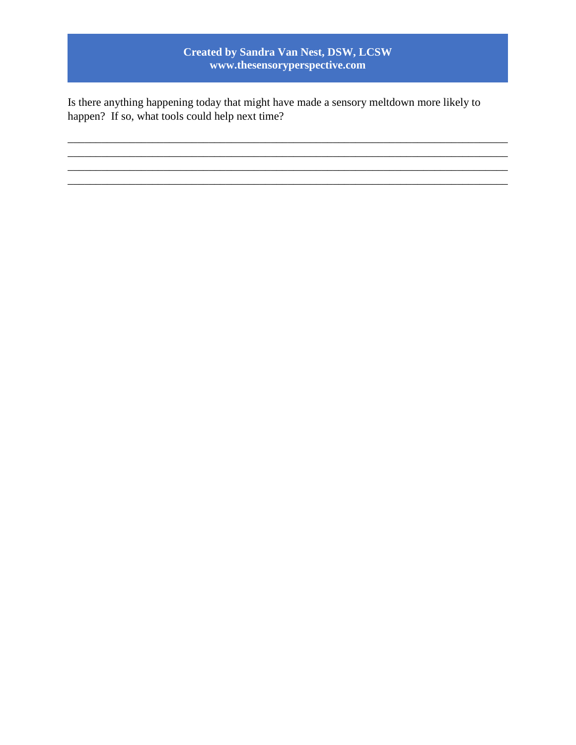Is there anything happening today that might have made a sensory meltdown more likely to happen? If so, what tools could help next time?

______________________________________________________________________________

______________________________________________________________________________

______________________________________________________________________________

______________________________________________________________________________